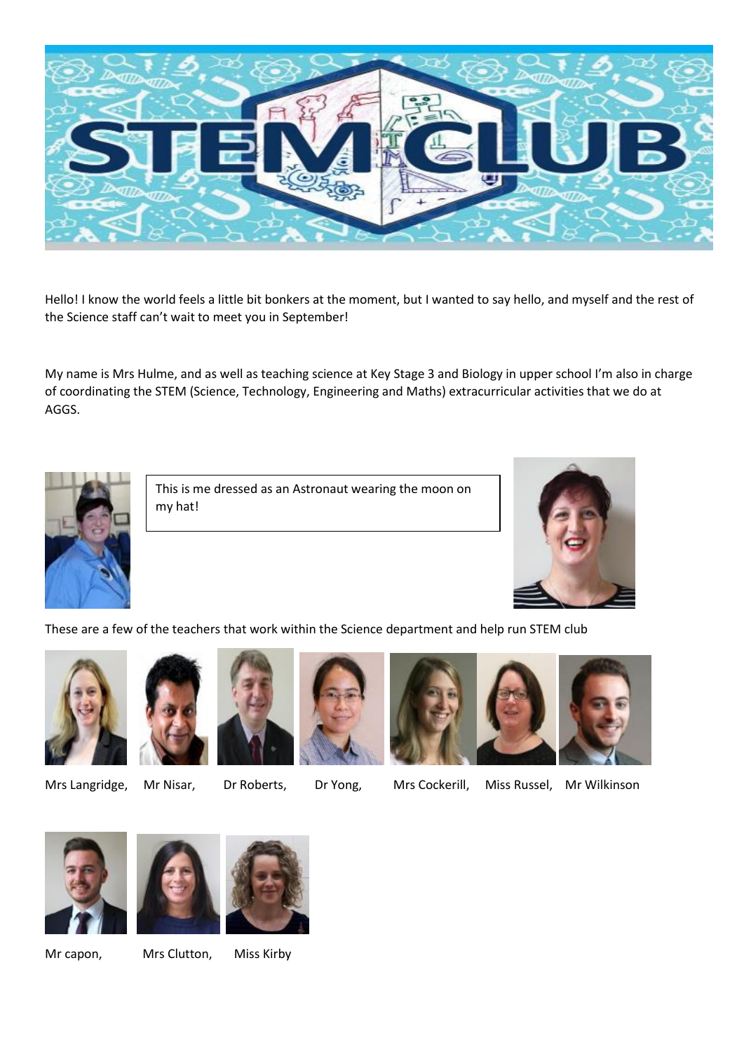# STEM CLUB

Hello! I know the world feels a little bit bonkers at the moment, but I wanted to say hello, and myself and the rest of the Science staff can't wait to meet you in September!

My name is Mrs Hulme, and as well as teaching science at Key Stage 3 and Biology in upper school I'm also in charge of coordinating the STEM (Science, Technology, Engineering and Maths) extracurricular activities that we do at AGGS.

This is me dressed as an Astronaut wearing the moon on my hat!

These are a few of the teachers that work within the Science department and help run STEM club

Mrs Langridge, Mr Nisar, Dr Roberts, Dr Yong, Mrs Cockerill, Miss Russel, Mr Wilkinson

Mr capon, Mrs Clutton, Miss Kirby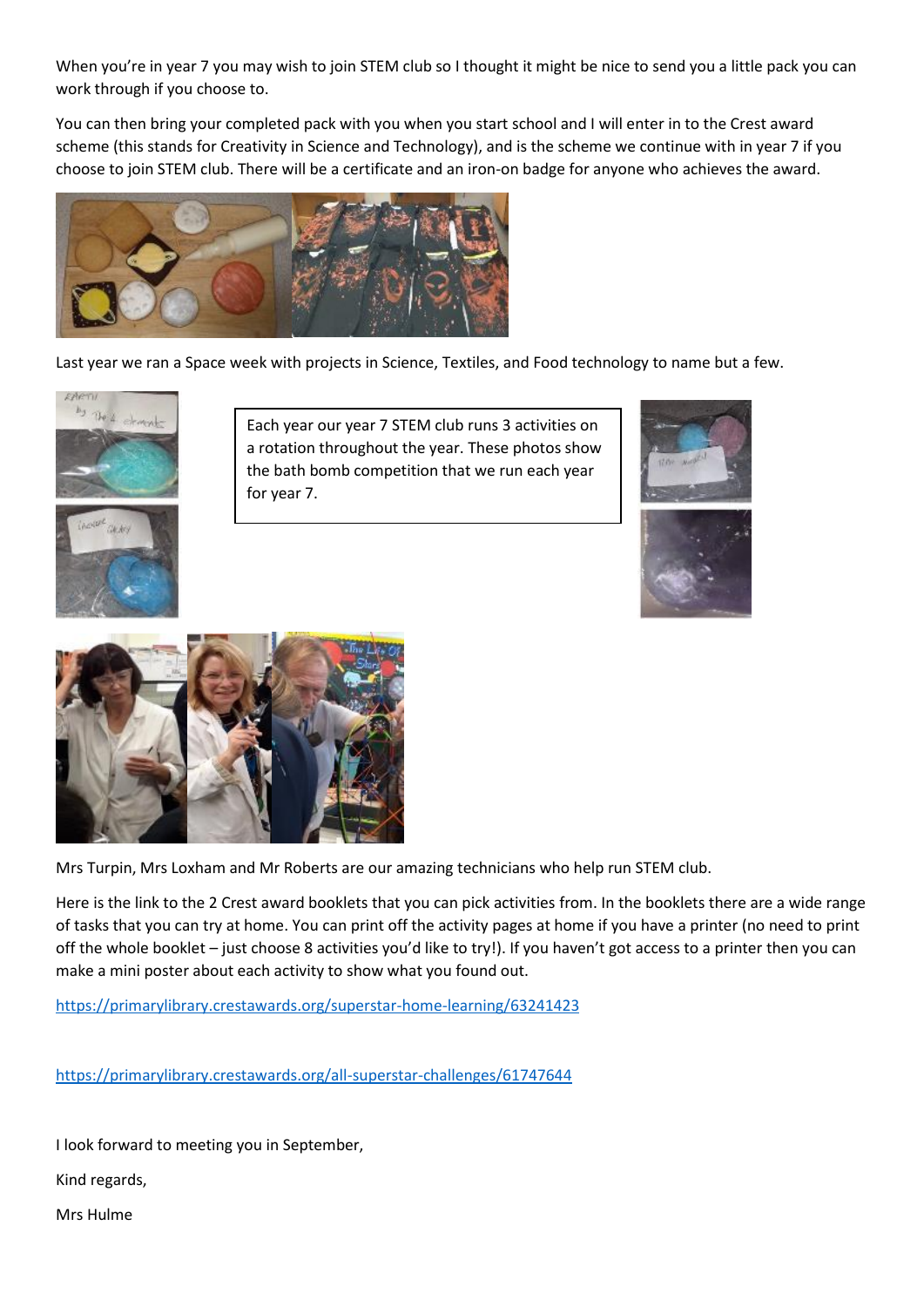When you're in year 7 you may wish to join STEM club so I thought it might be nice to send you a little pack you can work through if you choose to.

You can then bring your completed pack with you when you start school and I will enter in to the Crest award scheme (this stands for Creativity in Science and Technology), and is the scheme we continue with in year 7 if you choose to join STEM club. There will be a certificate and an iron-on badge for anyone who achieves the award.

Last year we ran a Space week with projects in Science, Textiles, and Food technology to name but a few.

Each year our year 7 STEM club runs 3 activities on a rotation throughout the year. These photos show the bath bomb competition that we run each year for year 7.

Mrs Turpin, Mrs Loxham and Mr Roberts are our amazing technicians who help run STEM club.

Here is the link to the 2 Crest award booklets that you can pick activities from. In the booklets there are a wide range of tasks that you can try at home. You can print off the activity pages at home if you have a printer (no need to print off the whole booklet – just choose 8 activities you'd like to try!). If you haven't got access to a printer then you can make a mini poster about each activity to show what you found out.

https://primarylibrary.crestawards.org/superstar-home-learning/63241423

https://primarylibrary.crestawards.org/all-superstar-challenges/61747644

I look forward to meeting you in September,

Kind regards,

Mrs Hulme